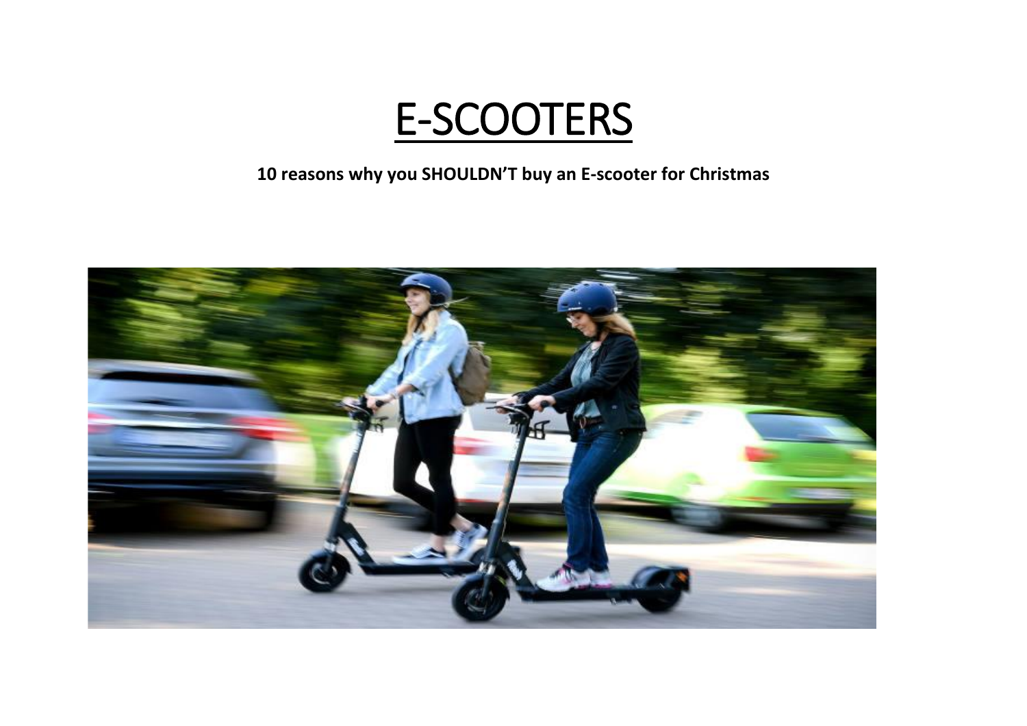# E-SCOOTERS

**10 reasons why you SHOULDN'T buy an E-scooter for Christmas**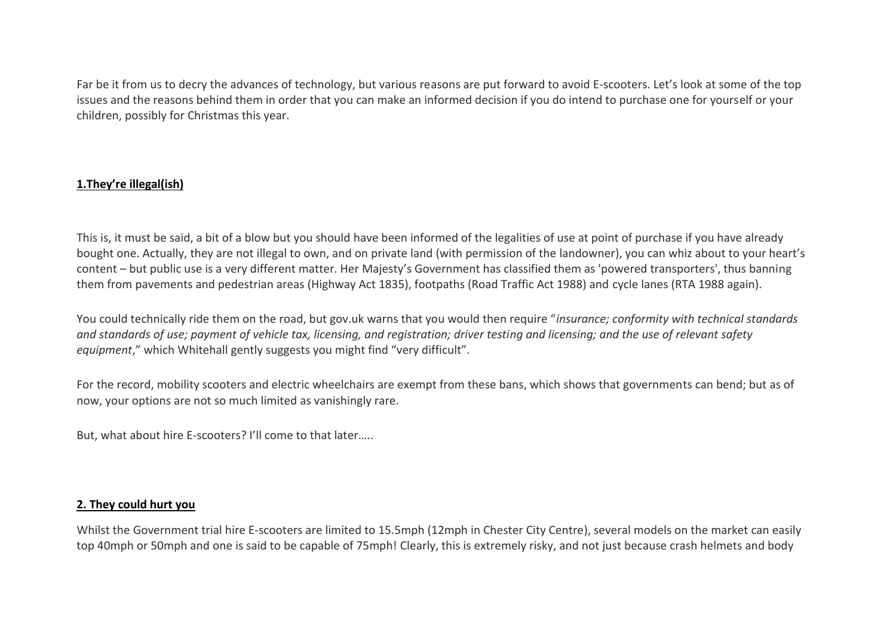Far be it from us to decry the advances of technology, but various reasons are put forward to avoid E-scooters. Let's look at some of the top issues and the reasons behind them in order that you can make an informed decision if you do intend to purchase one for yourself or your children, possibly for Christmas this year.

## 1.They're illegal(ish)

This is, it must be said, a bit of a blow but you should have been informed of the legalities of use at point of purchase if you have already bought one. Actually, they are not illegal to own, and on private land (with permission of the landowner), you can whiz about to your heart's content – but public use is a very different matter. Her Majesty's Government has classified them as 'powered transporters', thus banning them from pavements and pedestrian areas (Highway Act 1835), footpaths (Road Traffic Act 1988) and cycle lanes (RTA 1988 again).

You could technically ride them on the road, but gov.uk warns that you would then require "*insurance; conformity with technical standards and standards of use; payment of vehicle tax, licensing, and registration; driver testing and licensing; and the use of relevant safety equipment*," which Whitehall gently suggests you might find "very difficult".

For the record, mobility scooters and electric wheelchairs are exempt from these bans, which shows that governments can bend; but as of now, your options are not so much limited as vanishingly rare.

But, what about hire E-scooters? I'll come to that later…..

## 2. They could hurt you

Whilst the Government trial hire E-scooters are limited to 15.5mph (12mph in Chester City Centre), several models on the market can easily top 40mph or 50mph and one is said to be capable of 75mph! Clearly, this is extremely risky, and not just because crash helmets and body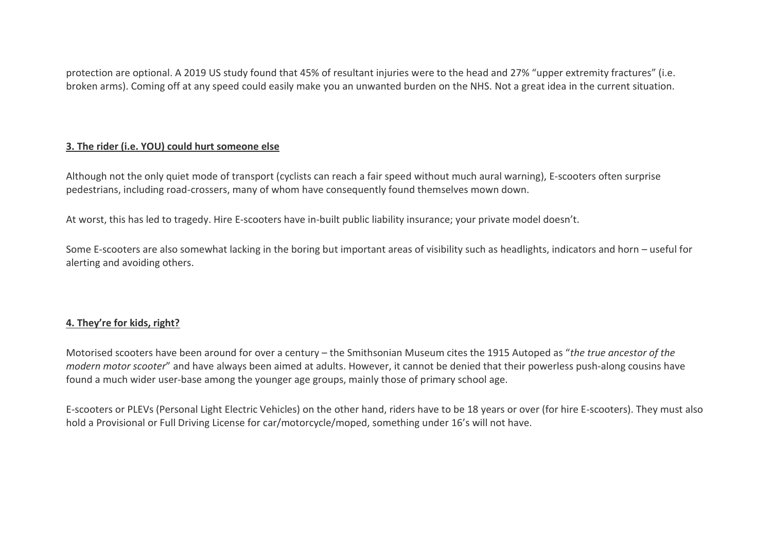protection are optional. A 2019 US study found that 45% of resultant injuries were to the head and 27% "upper extremity fractures" (i.e. broken arms). Coming off at any speed could easily make you an unwanted burden on the NHS. Not a great idea in the current situation.

### <u>**3. The rider (i.e. YOU) could hurt someone else**</u>

Although not the only quiet mode of transport (cyclists can reach a fair speed without much aural warning), E-scooters often surprise pedestrians, including road-crossers, many of whom have consequently found themselves mown down.

At worst, this has led to tragedy. Hire E-scooters have in-built public liability insurance; your private model doesn't.

Some E-scooters are also somewhat lacking in the boring but important areas of visibility such as headlights, indicators and horn – useful for alerting and avoiding others.

### <u>**4. They're for kids, right?**</u>

Motorised scooters have been around for over a century – the Smithsonian Museum cites the 1915 Autoped as "*the true ancestor of the modern motor scooter*" and have always been aimed at adults. However, it cannot be denied that their powerless push-along cousins have found a much wider user-base among the younger age groups, mainly those of primary school age.

E-scooters or PLEVs (Personal Light Electric Vehicles) on the other hand, riders have to be 18 years or over (for hire E-scooters). They must also hold a Provisional or Full Driving License for car/motorcycle/moped, something under 16's will not have.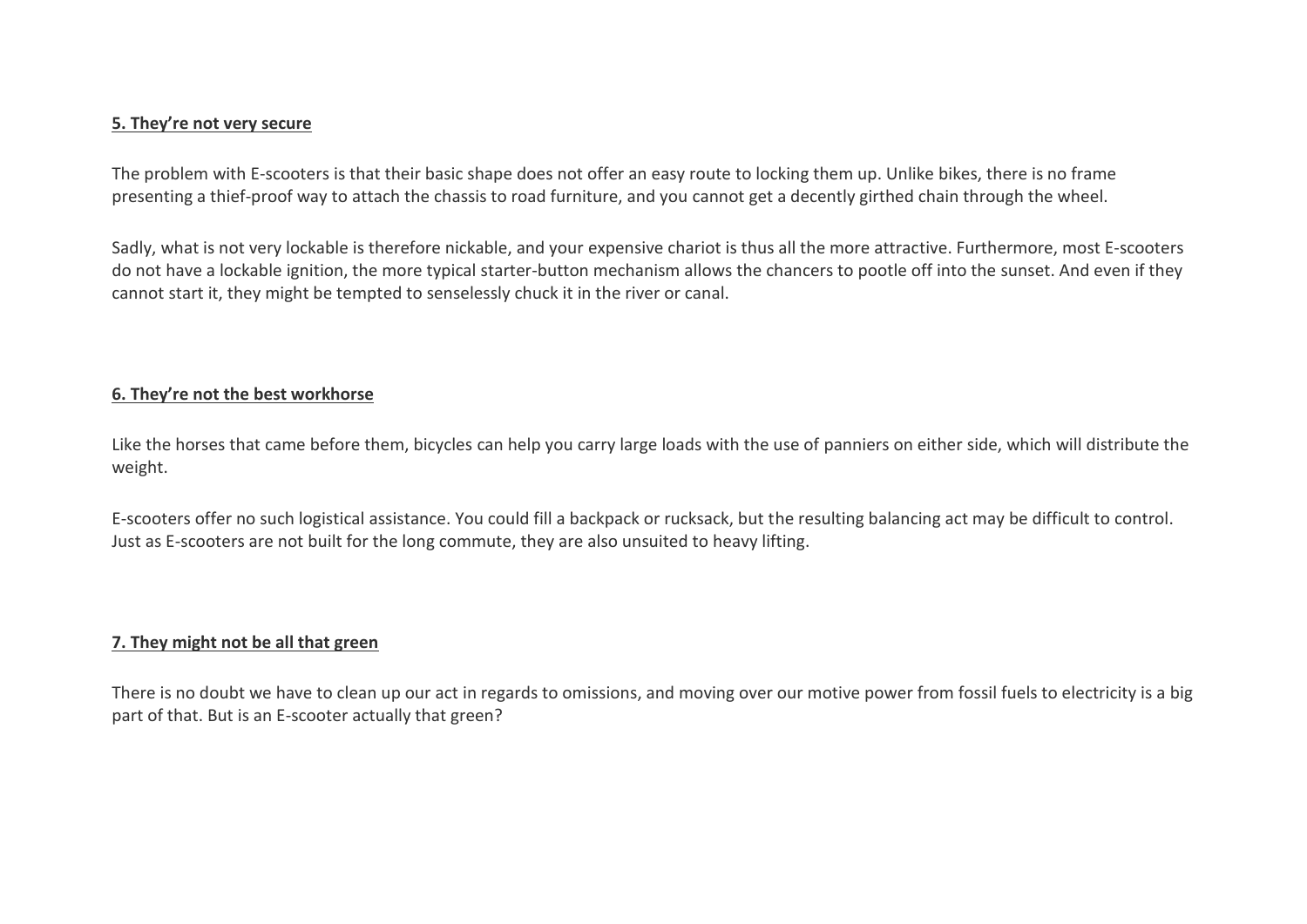**5. They're not very secure**

The problem with E-scooters is that their basic shape does not offer an easy route to locking them up. Unlike bikes, there is no frame presenting a thief-proof way to attach the chassis to road furniture, and you cannot get a decently girthed chain through the wheel.

Sadly, what is not very lockable is therefore nickable, and your expensive chariot is thus all the more attractive. Furthermore, most E-scooters do not have a lockable ignition, the more typical starter-button mechanism allows the chancers to pootle off into the sunset. And even if they cannot start it, they might be tempted to senselessly chuck it in the river or canal.

**6. They're not the best workhorse**

Like the horses that came before them, bicycles can help you carry large loads with the use of panniers on either side, which will distribute the weight.

E-scooters offer no such logistical assistance. You could fill a backpack or rucksack, but the resulting balancing act may be difficult to control. Just as E-scooters are not built for the long commute, they are also unsuited to heavy lifting.

**7. They might not be all that green**

There is no doubt we have to clean up our act in regards to omissions, and moving over our motive power from fossil fuels to electricity is a big part of that. But is an E-scooter actually that green?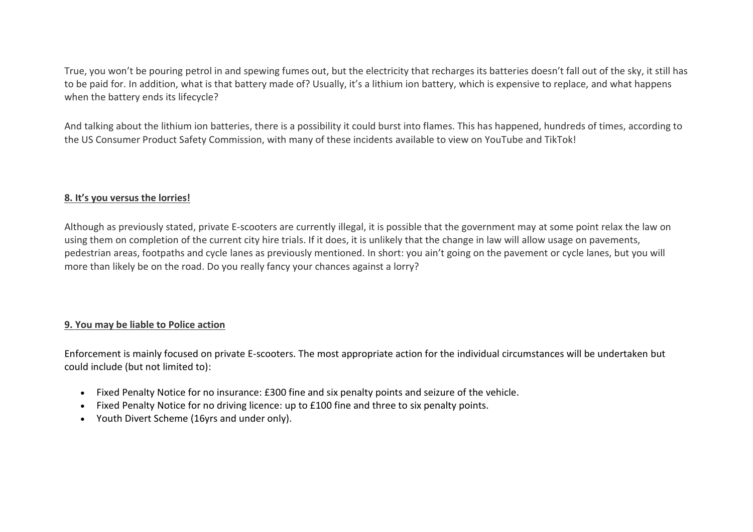True, you won't be pouring petrol in and spewing fumes out, but the electricity that recharges its batteries doesn't fall out of the sky, it still has to be paid for. In addition, what is that battery made of? Usually, it's a lithium ion battery, which is expensive to replace, and what happens when the battery ends its lifecycle?

And talking about the lithium ion batteries, there is a possibility it could burst into flames. This has happened, hundreds of times, according to the US Consumer Product Safety Commission, with many of these incidents available to view on YouTube and TikTok!

**8. It's you versus the lorries!**

Although as previously stated, private E-scooters are currently illegal, it is possible that the government may at some point relax the law on using them on completion of the current city hire trials. If it does, it is unlikely that the change in law will allow usage on pavements, pedestrian areas, footpaths and cycle lanes as previously mentioned. In short: you ain't going on the pavement or cycle lanes, but you will more than likely be on the road. Do you really fancy your chances against a lorry?

**9. You may be liable to Police action**

Enforcement is mainly focused on private E-scooters. The most appropriate action for the individual circumstances will be undertaken but could include (but not limited to):

- Fixed Penalty Notice for no insurance: £300 fine and six penalty points and seizure of the vehicle.
- Fixed Penalty Notice for no driving licence: up to £100 fine and three to six penalty points.
- Youth Divert Scheme (16yrs and under only).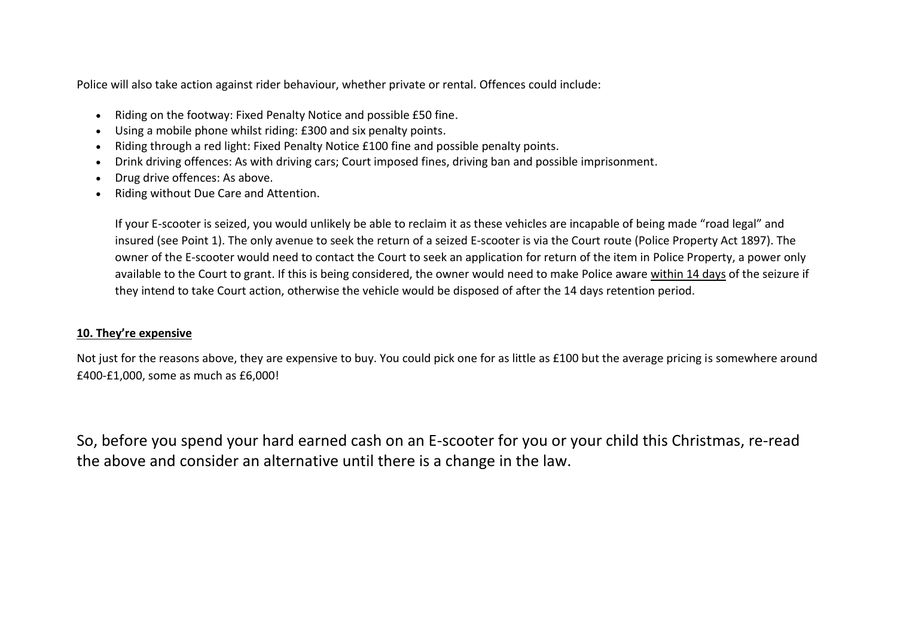Police will also take action against rider behaviour, whether private or rental. Offences could include:

- Riding on the footway: Fixed Penalty Notice and possible £50 fine.
- Using a mobile phone whilst riding: £300 and six penalty points.
- Riding through a red light: Fixed Penalty Notice £100 fine and possible penalty points.
- Drink driving offences: As with driving cars; Court imposed fines, driving ban and possible imprisonment.
- Drug drive offences: As above.
- Riding without Due Care and Attention.

  If your E-scooter is seized, you would unlikely be able to reclaim it as these vehicles are incapable of being made "road legal" and insured (see Point 1). The only avenue to seek the return of a seized E-scooter is via the Court route (Police Property Act 1897). The owner of the E-scooter would need to contact the Court to seek an application for return of the item in Police Property, a power only available to the Court to grant. If this is being considered, the owner would need to make Police aware within 14 days of the seizure if they intend to take Court action, otherwise the vehicle would be disposed of after the 14 days retention period.

**10. They're expensive**

Not just for the reasons above, they are expensive to buy. You could pick one for as little as £100 but the average pricing is somewhere around £400-£1,000, some as much as £6,000!

So, before you spend your hard earned cash on an E-scooter for you or your child this Christmas, re-read the above and consider an alternative until there is a change in the law.